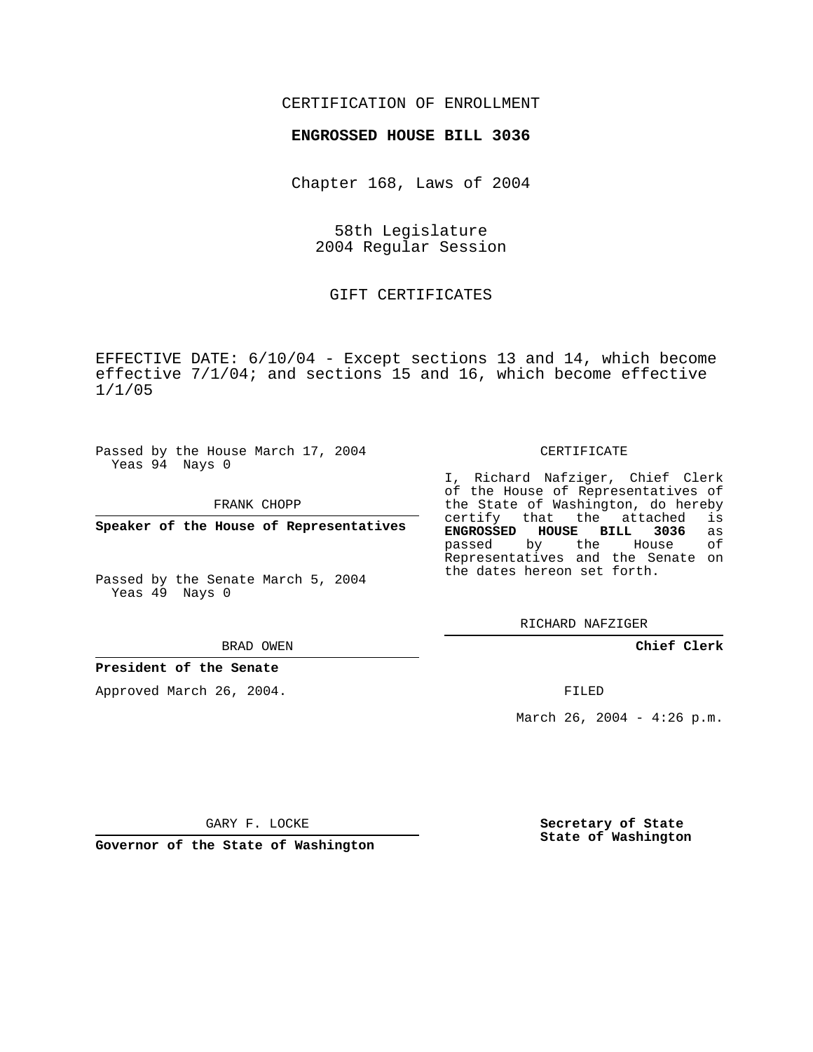CERTIFICATION OF ENROLLMENT

**ENGROSSED HOUSE BILL 3036**

Chapter 168, Laws of 2004

58th Legislature
2004 Regular Session

GIFT CERTIFICATES

EFFECTIVE DATE: 6/10/04 - Except sections 13 and 14, which become effective 7/1/04; and sections 15 and 16, which become effective 1/1/05

Passed by the House March 17, 2004
Yeas 94 Nays 0

FRANK CHOPP

**Speaker of the House of Representatives**

Passed by the Senate March 5, 2004
Yeas 49 Nays 0

BRAD OWEN

**President of the Senate**

Approved March 26, 2004.

GARY F. LOCKE

**Governor of the State of Washington**

CERTIFICATE

I, Richard Nafziger, Chief Clerk of the House of Representatives of the State of Washington, do hereby certify that the attached is **ENGROSSED HOUSE BILL 3036** as passed by the House of Representatives and the Senate on the dates hereon set forth.

RICHARD NAFZIGER

**Chief Clerk**

FILED

March 26, 2004 - 4:26 p.m.

**Secretary of State**
**State of Washington**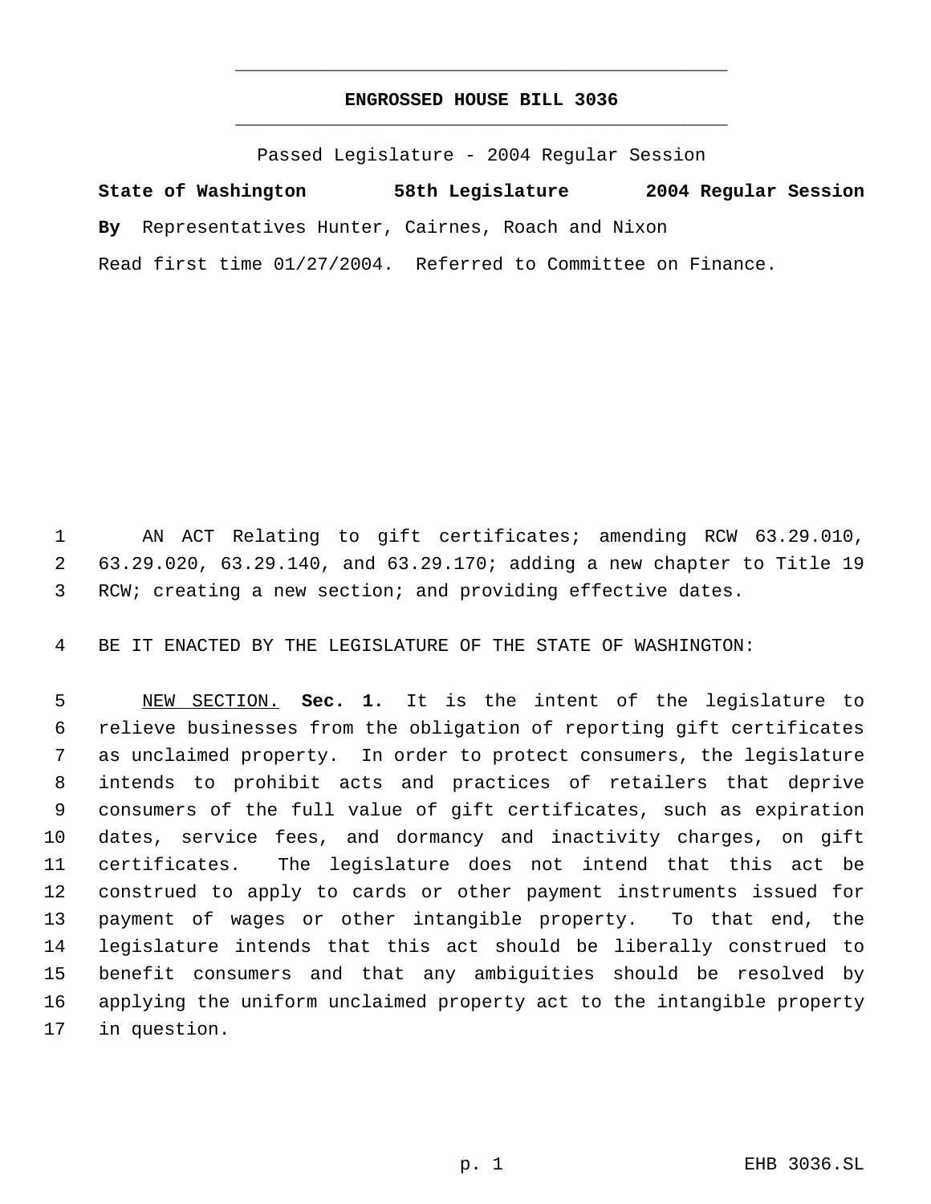# ENGROSSED HOUSE BILL 3036

Passed Legislature - 2004 Regular Session

**State of Washington 58th Legislature 2004 Regular Session**

**By** Representatives Hunter, Cairnes, Roach and Nixon

Read first time 01/27/2004. Referred to Committee on Finance.

1 AN ACT Relating to gift certificates; amending RCW 63.29.010, 2 63.29.020, 63.29.140, and 63.29.170; adding a new chapter to Title 19 3 RCW; creating a new section; and providing effective dates.

4 BE IT ENACTED BY THE LEGISLATURE OF THE STATE OF WASHINGTON:

5 NEW SECTION. **Sec. 1.** It is the intent of the legislature to 6 relieve businesses from the obligation of reporting gift certificates 7 as unclaimed property. In order to protect consumers, the legislature 8 intends to prohibit acts and practices of retailers that deprive 9 consumers of the full value of gift certificates, such as expiration 10 dates, service fees, and dormancy and inactivity charges, on gift 11 certificates. The legislature does not intend that this act be 12 construed to apply to cards or other payment instruments issued for 13 payment of wages or other intangible property. To that end, the 14 legislature intends that this act should be liberally construed to 15 benefit consumers and that any ambiguities should be resolved by 16 applying the uniform unclaimed property act to the intangible property 17 in question.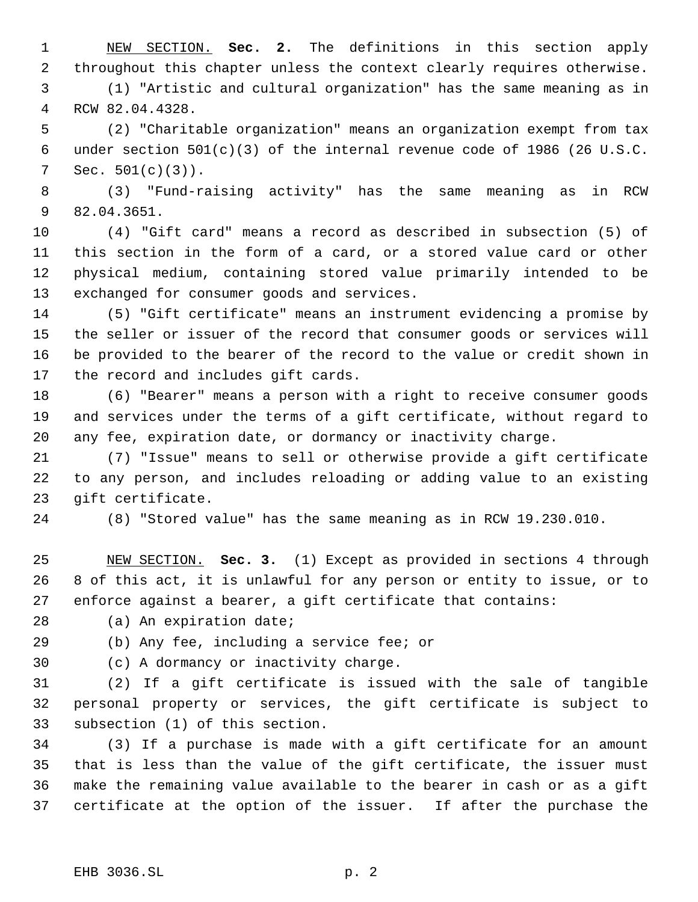NEW SECTION. **Sec. 2.** The definitions in this section apply throughout this chapter unless the context clearly requires otherwise.

(1) "Artistic and cultural organization" has the same meaning as in RCW 82.04.4328.

(2) "Charitable organization" means an organization exempt from tax under section 501(c)(3) of the internal revenue code of 1986 (26 U.S.C. Sec. 501(c)(3)).

(3) "Fund-raising activity" has the same meaning as in RCW 82.04.3651.

(4) "Gift card" means a record as described in subsection (5) of this section in the form of a card, or a stored value card or other physical medium, containing stored value primarily intended to be exchanged for consumer goods and services.

(5) "Gift certificate" means an instrument evidencing a promise by the seller or issuer of the record that consumer goods or services will be provided to the bearer of the record to the value or credit shown in the record and includes gift cards.

(6) "Bearer" means a person with a right to receive consumer goods and services under the terms of a gift certificate, without regard to any fee, expiration date, or dormancy or inactivity charge.

(7) "Issue" means to sell or otherwise provide a gift certificate to any person, and includes reloading or adding value to an existing gift certificate.

(8) "Stored value" has the same meaning as in RCW 19.230.010.

NEW SECTION. **Sec. 3.** (1) Except as provided in sections 4 through 8 of this act, it is unlawful for any person or entity to issue, or to enforce against a bearer, a gift certificate that contains:

(a) An expiration date;

(b) Any fee, including a service fee; or

(c) A dormancy or inactivity charge.

(2) If a gift certificate is issued with the sale of tangible personal property or services, the gift certificate is subject to subsection (1) of this section.

(3) If a purchase is made with a gift certificate for an amount that is less than the value of the gift certificate, the issuer must make the remaining value available to the bearer in cash or as a gift certificate at the option of the issuer. If after the purchase the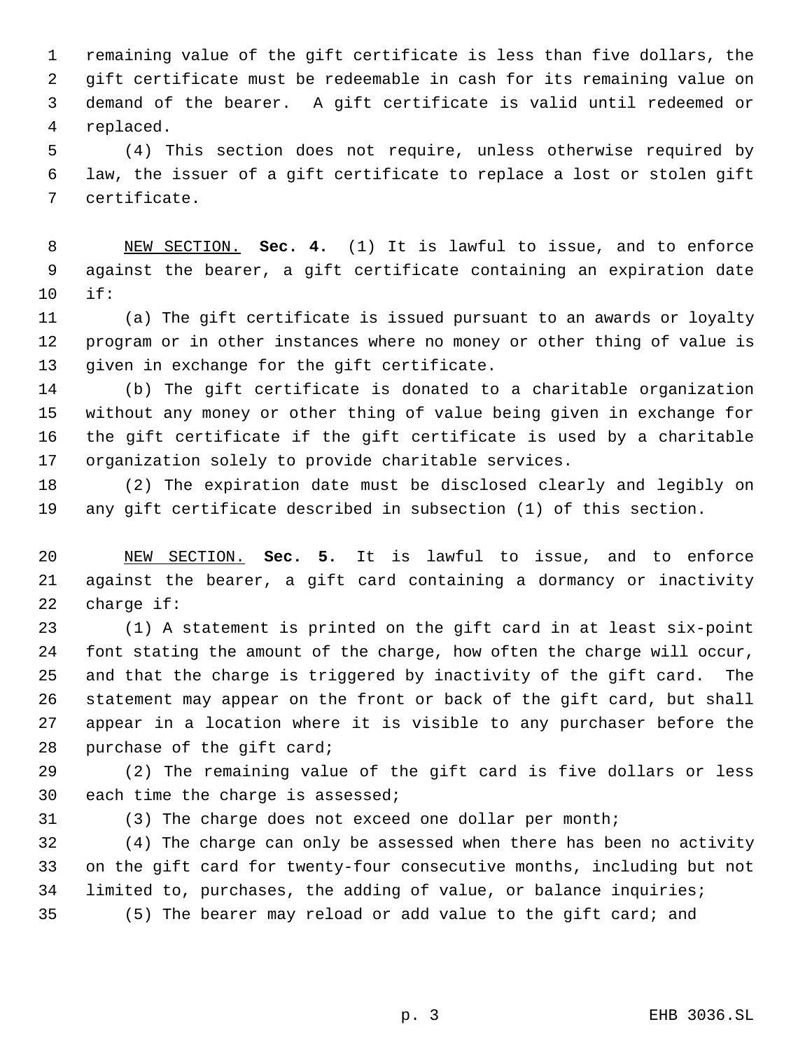remaining value of the gift certificate is less than five dollars, the gift certificate must be redeemable in cash for its remaining value on demand of the bearer. A gift certificate is valid until redeemed or replaced.

(4) This section does not require, unless otherwise required by law, the issuer of a gift certificate to replace a lost or stolen gift certificate.

NEW SECTION. **Sec. 4.** (1) It is lawful to issue, and to enforce against the bearer, a gift certificate containing an expiration date if:

(a) The gift certificate is issued pursuant to an awards or loyalty program or in other instances where no money or other thing of value is given in exchange for the gift certificate.

(b) The gift certificate is donated to a charitable organization without any money or other thing of value being given in exchange for the gift certificate if the gift certificate is used by a charitable organization solely to provide charitable services.

(2) The expiration date must be disclosed clearly and legibly on any gift certificate described in subsection (1) of this section.

NEW SECTION. **Sec. 5.** It is lawful to issue, and to enforce against the bearer, a gift card containing a dormancy or inactivity charge if:

(1) A statement is printed on the gift card in at least six-point font stating the amount of the charge, how often the charge will occur, and that the charge is triggered by inactivity of the gift card. The statement may appear on the front or back of the gift card, but shall appear in a location where it is visible to any purchaser before the purchase of the gift card;

(2) The remaining value of the gift card is five dollars or less each time the charge is assessed;

(3) The charge does not exceed one dollar per month;

(4) The charge can only be assessed when there has been no activity on the gift card for twenty-four consecutive months, including but not limited to, purchases, the adding of value, or balance inquiries;

(5) The bearer may reload or add value to the gift card; and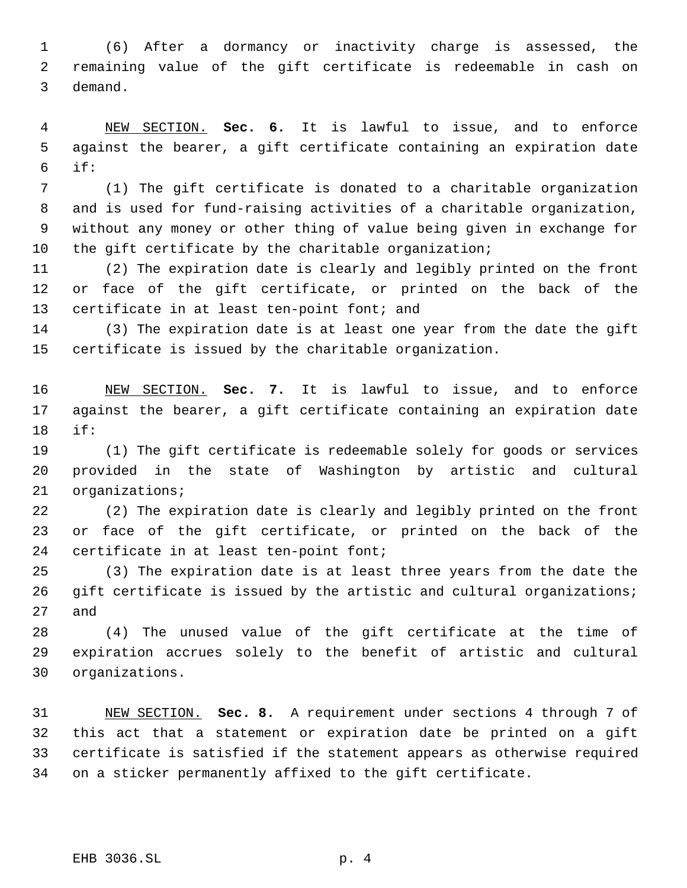(6) After a dormancy or inactivity charge is assessed, the remaining value of the gift certificate is redeemable in cash on demand.

NEW SECTION. **Sec. 6.** It is lawful to issue, and to enforce against the bearer, a gift certificate containing an expiration date if:

(1) The gift certificate is donated to a charitable organization and is used for fund-raising activities of a charitable organization, without any money or other thing of value being given in exchange for the gift certificate by the charitable organization;

(2) The expiration date is clearly and legibly printed on the front or face of the gift certificate, or printed on the back of the certificate in at least ten-point font; and

(3) The expiration date is at least one year from the date the gift certificate is issued by the charitable organization.

NEW SECTION. **Sec. 7.** It is lawful to issue, and to enforce against the bearer, a gift certificate containing an expiration date if:

(1) The gift certificate is redeemable solely for goods or services provided in the state of Washington by artistic and cultural organizations;

(2) The expiration date is clearly and legibly printed on the front or face of the gift certificate, or printed on the back of the certificate in at least ten-point font;

(3) The expiration date is at least three years from the date the gift certificate is issued by the artistic and cultural organizations; and

(4) The unused value of the gift certificate at the time of expiration accrues solely to the benefit of artistic and cultural organizations.

NEW SECTION. **Sec. 8.** A requirement under sections 4 through 7 of this act that a statement or expiration date be printed on a gift certificate is satisfied if the statement appears as otherwise required on a sticker permanently affixed to the gift certificate.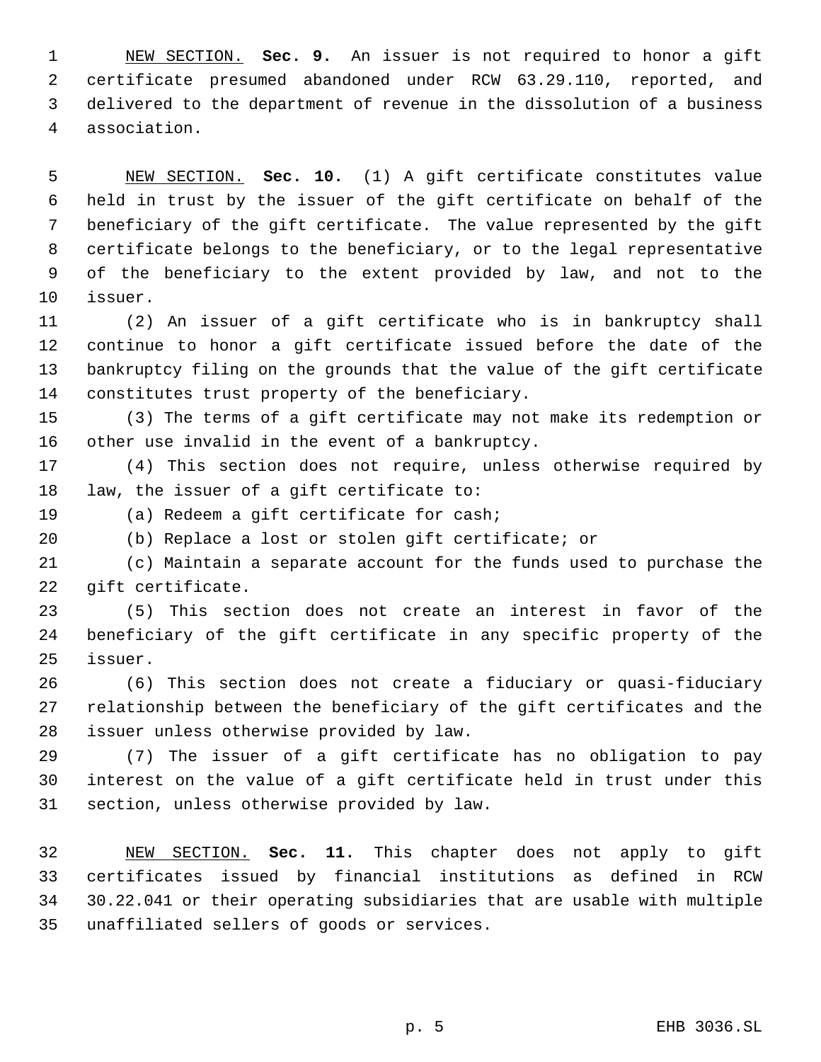NEW SECTION. **Sec. 9.** An issuer is not required to honor a gift certificate presumed abandoned under RCW 63.29.110, reported, and delivered to the department of revenue in the dissolution of a business association.

NEW SECTION. **Sec. 10.** (1) A gift certificate constitutes value held in trust by the issuer of the gift certificate on behalf of the beneficiary of the gift certificate. The value represented by the gift certificate belongs to the beneficiary, or to the legal representative of the beneficiary to the extent provided by law, and not to the issuer.

(2) An issuer of a gift certificate who is in bankruptcy shall continue to honor a gift certificate issued before the date of the bankruptcy filing on the grounds that the value of the gift certificate constitutes trust property of the beneficiary.

(3) The terms of a gift certificate may not make its redemption or other use invalid in the event of a bankruptcy.

(4) This section does not require, unless otherwise required by law, the issuer of a gift certificate to:

(a) Redeem a gift certificate for cash;

(b) Replace a lost or stolen gift certificate; or

(c) Maintain a separate account for the funds used to purchase the gift certificate.

(5) This section does not create an interest in favor of the beneficiary of the gift certificate in any specific property of the issuer.

(6) This section does not create a fiduciary or quasi-fiduciary relationship between the beneficiary of the gift certificates and the issuer unless otherwise provided by law.

(7) The issuer of a gift certificate has no obligation to pay interest on the value of a gift certificate held in trust under this section, unless otherwise provided by law.

NEW SECTION. **Sec. 11.** This chapter does not apply to gift certificates issued by financial institutions as defined in RCW 30.22.041 or their operating subsidiaries that are usable with multiple unaffiliated sellers of goods or services.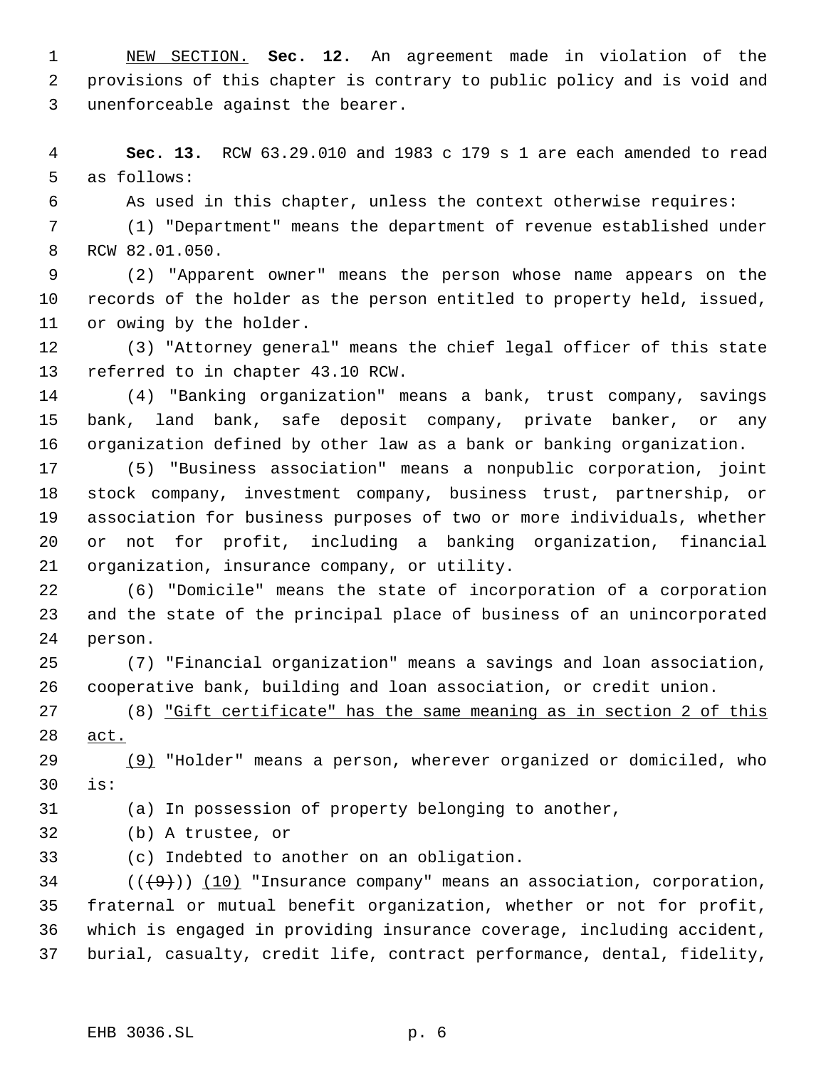NEW SECTION. **Sec. 12.** An agreement made in violation of the provisions of this chapter is contrary to public policy and is void and unenforceable against the bearer.

**Sec. 13.** RCW 63.29.010 and 1983 c 179 s 1 are each amended to read as follows:

As used in this chapter, unless the context otherwise requires:

(1) "Department" means the department of revenue established under RCW 82.01.050.

(2) "Apparent owner" means the person whose name appears on the records of the holder as the person entitled to property held, issued, or owing by the holder.

(3) "Attorney general" means the chief legal officer of this state referred to in chapter 43.10 RCW.

(4) "Banking organization" means a bank, trust company, savings bank, land bank, safe deposit company, private banker, or any organization defined by other law as a bank or banking organization.

(5) "Business association" means a nonpublic corporation, joint stock company, investment company, business trust, partnership, or association for business purposes of two or more individuals, whether or not for profit, including a banking organization, financial organization, insurance company, or utility.

(6) "Domicile" means the state of incorporation of a corporation and the state of the principal place of business of an unincorporated person.

(7) "Financial organization" means a savings and loan association, cooperative bank, building and loan association, or credit union.

(8) "Gift certificate" has the same meaning as in section 2 of this act.

(9) "Holder" means a person, wherever organized or domiciled, who is:

(a) In possession of property belonging to another,

(b) A trustee, or

(c) Indebted to another on an obligation.

(((9))) (10) "Insurance company" means an association, corporation, fraternal or mutual benefit organization, whether or not for profit, which is engaged in providing insurance coverage, including accident, burial, casualty, credit life, contract performance, dental, fidelity,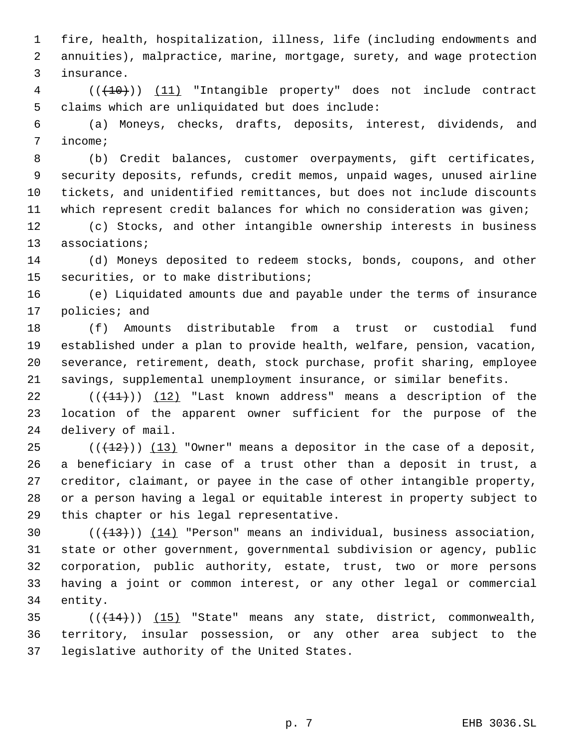fire, health, hospitalization, illness, life (including endowments and annuities), malpractice, marine, mortgage, surety, and wage protection insurance.

~~((~~(10)~~))~~ (11) "Intangible property" does not include contract claims which are unliquidated but does include:

(a) Moneys, checks, drafts, deposits, interest, dividends, and income;

(b) Credit balances, customer overpayments, gift certificates, security deposits, refunds, credit memos, unpaid wages, unused airline tickets, and unidentified remittances, but does not include discounts which represent credit balances for which no consideration was given;

(c) Stocks, and other intangible ownership interests in business associations;

(d) Moneys deposited to redeem stocks, bonds, coupons, and other securities, or to make distributions;

(e) Liquidated amounts due and payable under the terms of insurance policies; and

(f) Amounts distributable from a trust or custodial fund established under a plan to provide health, welfare, pension, vacation, severance, retirement, death, stock purchase, profit sharing, employee savings, supplemental unemployment insurance, or similar benefits.

((~~(11)~~)) (12) "Last known address" means a description of the location of the apparent owner sufficient for the purpose of the delivery of mail.

((~~(12)~~)) (13) "Owner" means a depositor in the case of a deposit, a beneficiary in case of a trust other than a deposit in trust, a creditor, claimant, or payee in the case of other intangible property, or a person having a legal or equitable interest in property subject to this chapter or his legal representative.

((~~(13)~~)) (14) "Person" means an individual, business association, state or other government, governmental subdivision or agency, public corporation, public authority, estate, trust, two or more persons having a joint or common interest, or any other legal or commercial entity.

((~~(14)~~)) (15) "State" means any state, district, commonwealth, territory, insular possession, or any other area subject to the legislative authority of the United States.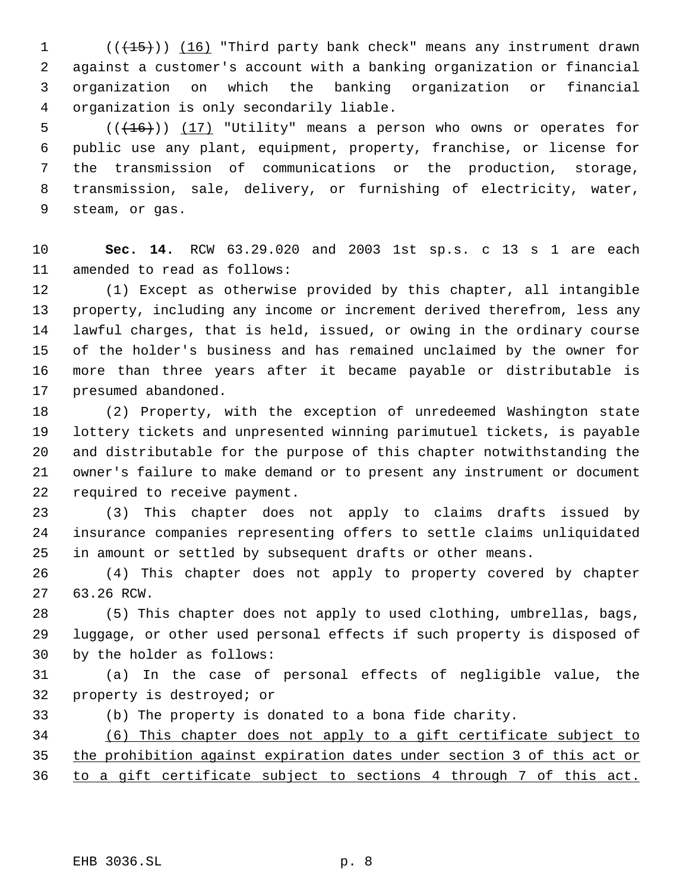(((15))) (16) "Third party bank check" means any instrument drawn against a customer's account with a banking organization or financial organization on which the banking organization or financial organization is only secondarily liable.

(((16))) (17) "Utility" means a person who owns or operates for public use any plant, equipment, property, franchise, or license for the transmission of communications or the production, storage, transmission, sale, delivery, or furnishing of electricity, water, steam, or gas.

**Sec. 14.** RCW 63.29.020 and 2003 1st sp.s. c 13 s 1 are each amended to read as follows:

(1) Except as otherwise provided by this chapter, all intangible property, including any income or increment derived therefrom, less any lawful charges, that is held, issued, or owing in the ordinary course of the holder's business and has remained unclaimed by the owner for more than three years after it became payable or distributable is presumed abandoned.

(2) Property, with the exception of unredeemed Washington state lottery tickets and unpresented winning parimutuel tickets, is payable and distributable for the purpose of this chapter notwithstanding the owner's failure to make demand or to present any instrument or document required to receive payment.

(3) This chapter does not apply to claims drafts issued by insurance companies representing offers to settle claims unliquidated in amount or settled by subsequent drafts or other means.

(4) This chapter does not apply to property covered by chapter 63.26 RCW.

(5) This chapter does not apply to used clothing, umbrellas, bags, luggage, or other used personal effects if such property is disposed of by the holder as follows:

(a) In the case of personal effects of negligible value, the property is destroyed; or

(b) The property is donated to a bona fide charity.

(6) This chapter does not apply to a gift certificate subject to the prohibition against expiration dates under section 3 of this act or to a gift certificate subject to sections 4 through 7 of this act.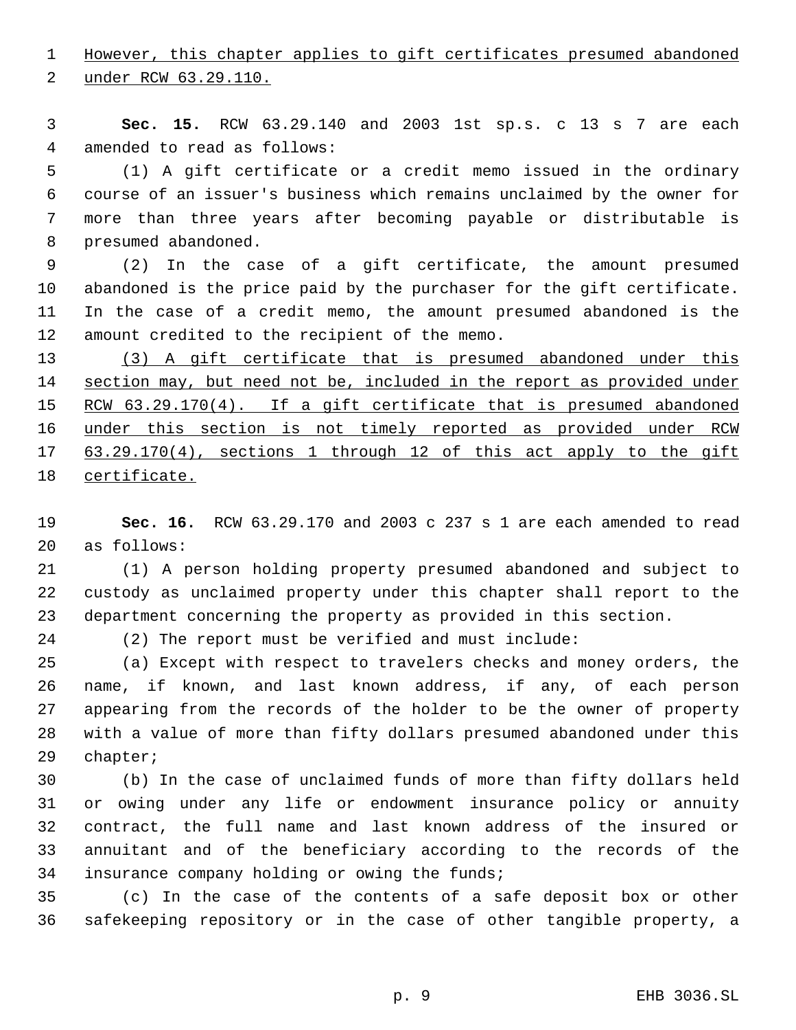However, this chapter applies to gift certificates presumed abandoned under RCW 63.29.110.

**Sec. 15.** RCW 63.29.140 and 2003 1st sp.s. c 13 s 7 are each amended to read as follows:

(1) A gift certificate or a credit memo issued in the ordinary course of an issuer's business which remains unclaimed by the owner for more than three years after becoming payable or distributable is presumed abandoned.

(2) In the case of a gift certificate, the amount presumed abandoned is the price paid by the purchaser for the gift certificate. In the case of a credit memo, the amount presumed abandoned is the amount credited to the recipient of the memo.

(3) A gift certificate that is presumed abandoned under this section may, but need not be, included in the report as provided under RCW 63.29.170(4). If a gift certificate that is presumed abandoned under this section is not timely reported as provided under RCW 63.29.170(4), sections 1 through 12 of this act apply to the gift certificate.

**Sec. 16.** RCW 63.29.170 and 2003 c 237 s 1 are each amended to read as follows:

(1) A person holding property presumed abandoned and subject to custody as unclaimed property under this chapter shall report to the department concerning the property as provided in this section.

(2) The report must be verified and must include:

(a) Except with respect to travelers checks and money orders, the name, if known, and last known address, if any, of each person appearing from the records of the holder to be the owner of property with a value of more than fifty dollars presumed abandoned under this chapter;

(b) In the case of unclaimed funds of more than fifty dollars held or owing under any life or endowment insurance policy or annuity contract, the full name and last known address of the insured or annuitant and of the beneficiary according to the records of the insurance company holding or owing the funds;

(c) In the case of the contents of a safe deposit box or other safekeeping repository or in the case of other tangible property, a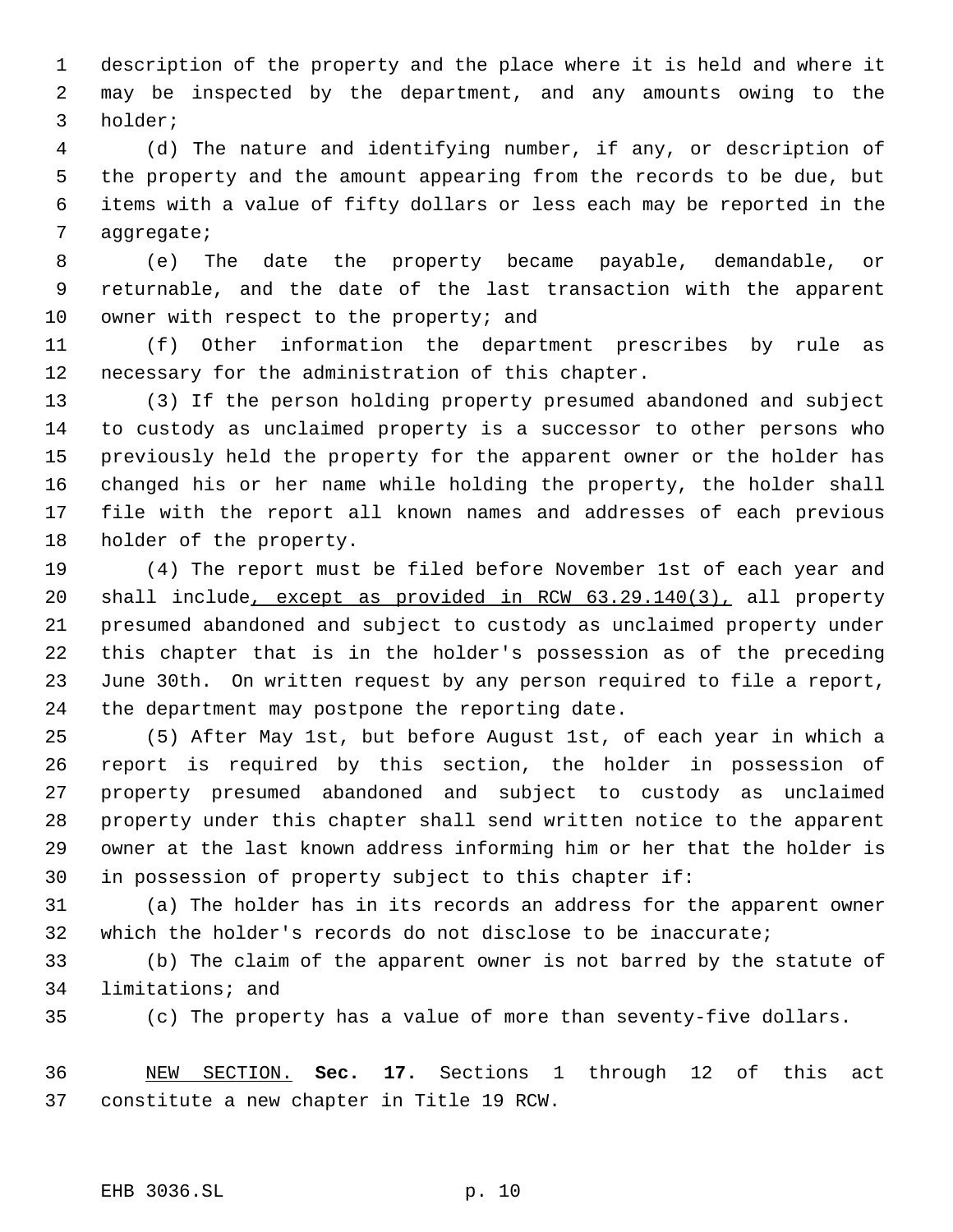description of the property and the place where it is held and where it may be inspected by the department, and any amounts owing to the holder;

(d) The nature and identifying number, if any, or description of the property and the amount appearing from the records to be due, but items with a value of fifty dollars or less each may be reported in the aggregate;

(e) The date the property became payable, demandable, or returnable, and the date of the last transaction with the apparent owner with respect to the property; and

(f) Other information the department prescribes by rule as necessary for the administration of this chapter.

(3) If the person holding property presumed abandoned and subject to custody as unclaimed property is a successor to other persons who previously held the property for the apparent owner or the holder has changed his or her name while holding the property, the holder shall file with the report all known names and addresses of each previous holder of the property.

(4) The report must be filed before November 1st of each year and shall include<u>, except as provided in RCW 63.29.140(3),</u> all property presumed abandoned and subject to custody as unclaimed property under this chapter that is in the holder's possession as of the preceding June 30th. On written request by any person required to file a report, the department may postpone the reporting date.

(5) After May 1st, but before August 1st, of each year in which a report is required by this section, the holder in possession of property presumed abandoned and subject to custody as unclaimed property under this chapter shall send written notice to the apparent owner at the last known address informing him or her that the holder is in possession of property subject to this chapter if:

(a) The holder has in its records an address for the apparent owner which the holder's records do not disclose to be inaccurate;

(b) The claim of the apparent owner is not barred by the statute of limitations; and

(c) The property has a value of more than seventy-five dollars.

<u>NEW SECTION.</u> **Sec. 17.** Sections 1 through 12 of this act constitute a new chapter in Title 19 RCW.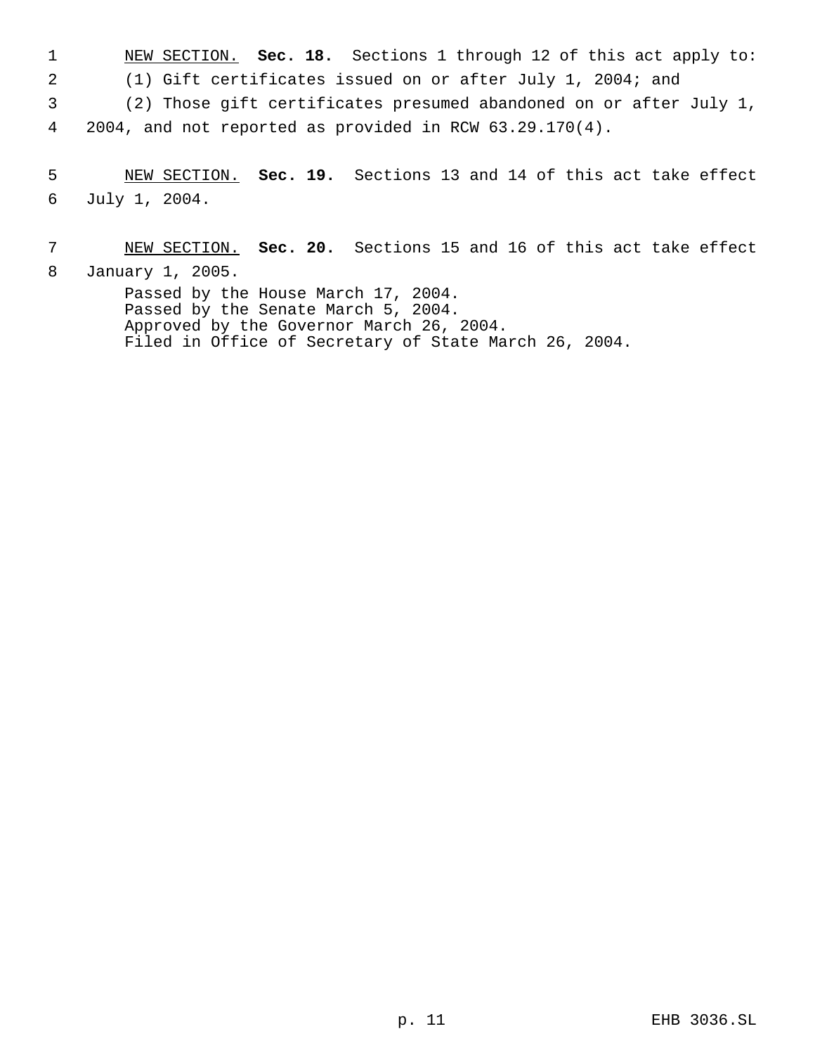NEW SECTION. **Sec. 18.** Sections 1 through 12 of this act apply to:

(1) Gift certificates issued on or after July 1, 2004; and

(2) Those gift certificates presumed abandoned on or after July 1, 2004, and not reported as provided in RCW 63.29.170(4).

NEW SECTION. **Sec. 19.** Sections 13 and 14 of this act take effect July 1, 2004.

NEW SECTION. **Sec. 20.** Sections 15 and 16 of this act take effect January 1, 2005.

Passed by the House March 17, 2004.
Passed by the Senate March 5, 2004.
Approved by the Governor March 26, 2004.
Filed in Office of Secretary of State March 26, 2004.